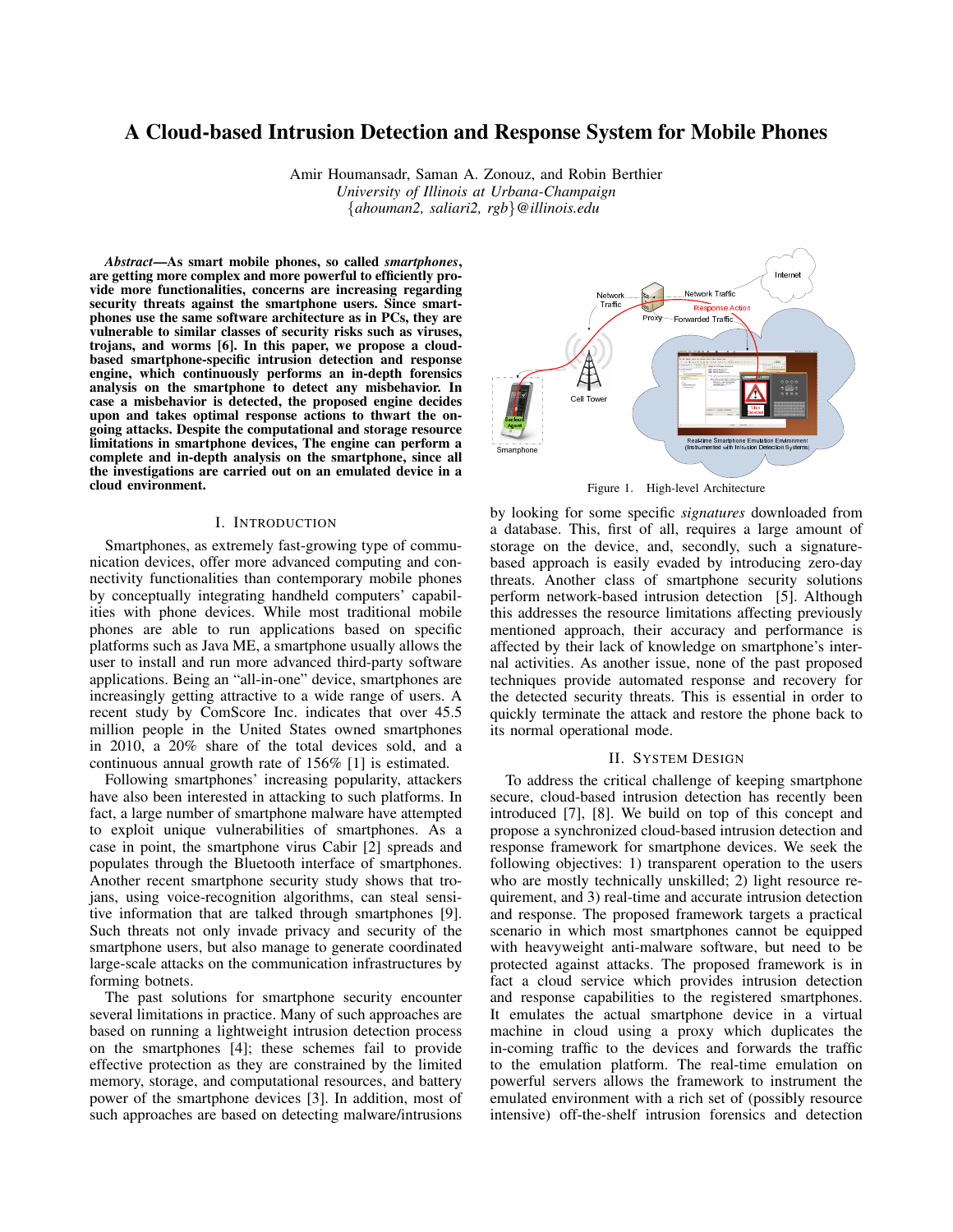# A Cloud-based Intrusion Detection and Response System for Mobile Phones

Amir Houmansadr, Saman A. Zonouz, and Robin Berthier
*University of Illinois at Urbana-Champaign*
{*ahouman2, saliari2, rgb*}*@illinois.edu*

***Abstract*—As smart mobile phones, so called *smartphones*, are getting more complex and more powerful to efficiently provide more functionalities, concerns are increasing regarding security threats against the smartphone users. Since smartphones use the same software architecture as in PCs, they are vulnerable to similar classes of security risks such as viruses, trojans, and worms [6]. In this paper, we propose a cloud-based smartphone-specific intrusion detection and response engine, which continuously performs an in-depth forensics analysis on the smartphone to detect any misbehavior. In case a misbehavior is detected, the proposed engine decides upon and takes optimal response actions to thwart the ongoing attacks. Despite the computational and storage resource limitations in smartphone devices, The engine can perform a complete and in-depth analysis on the smartphone, since all the investigations are carried out on an emulated device in a cloud environment.**

## I. Introduction

Smartphones, as extremely fast-growing type of communication devices, offer more advanced computing and connectivity functionalities than contemporary mobile phones by conceptually integrating handheld computers' capabilities with phone devices. While most traditional mobile phones are able to run applications based on specific platforms such as Java ME, a smartphone usually allows the user to install and run more advanced third-party software applications. Being an "all-in-one" device, smartphones are increasingly getting attractive to a wide range of users. A recent study by ComScore Inc. indicates that over 45.5 million people in the United States owned smartphones in 2010, a 20% share of the total devices sold, and a continuous annual growth rate of 156% [1] is estimated.

Following smartphones' increasing popularity, attackers have also been interested in attacking to such platforms. In fact, a large number of smartphone malware have attempted to exploit unique vulnerabilities of smartphones. As a case in point, the smartphone virus Cabir [2] spreads and populates through the Bluetooth interface of smartphones. Another recent smartphone security study shows that trojans, using voice-recognition algorithms, can steal sensitive information that are talked through smartphones [9]. Such threats not only invade privacy and security of the smartphone users, but also manage to generate coordinated large-scale attacks on the communication infrastructures by forming botnets.

The past solutions for smartphone security encounter several limitations in practice. Many of such approaches are based on running a lightweight intrusion detection process on the smartphones [4]; these schemes fail to provide effective protection as they are constrained by the limited memory, storage, and computational resources, and battery power of the smartphone devices [3]. In addition, most of such approaches are based on detecting malware/intrusions by looking for some specific *signatures* downloaded from a database. This, first of all, requires a large amount of storage on the device, and, secondly, such a signature-based approach is easily evaded by introducing zero-day threats. Another class of smartphone security solutions perform network-based intrusion detection [5]. Although this addresses the resource limitations affecting previously mentioned approach, their accuracy and performance is affected by their lack of knowledge on smartphone's internal activities. As another issue, none of the past proposed techniques provide automated response and recovery for the detected security threats. This is essential in order to quickly terminate the attack and restore the phone back to its normal operational mode.

Figure 1. High-level Architecture

## II. System Design

To address the critical challenge of keeping smartphone secure, cloud-based intrusion detection has recently been introduced [7], [8]. We build on top of this concept and propose a synchronized cloud-based intrusion detection and response framework for smartphone devices. We seek the following objectives: 1) transparent operation to the users who are mostly technically unskilled; 2) light resource requirement, and 3) real-time and accurate intrusion detection and response. The proposed framework targets a practical scenario in which most smartphones cannot be equipped with heavyweight anti-malware software, but need to be protected against attacks. The proposed framework is in fact a cloud service which provides intrusion detection and response capabilities to the registered smartphones. It emulates the actual smartphone device in a virtual machine in cloud using a proxy which duplicates the in-coming traffic to the devices and forwards the traffic to the emulation platform. The real-time emulation on powerful servers allows the framework to instrument the emulated environment with a rich set of (possibly resource intensive) off-the-shelf intrusion forensics and detection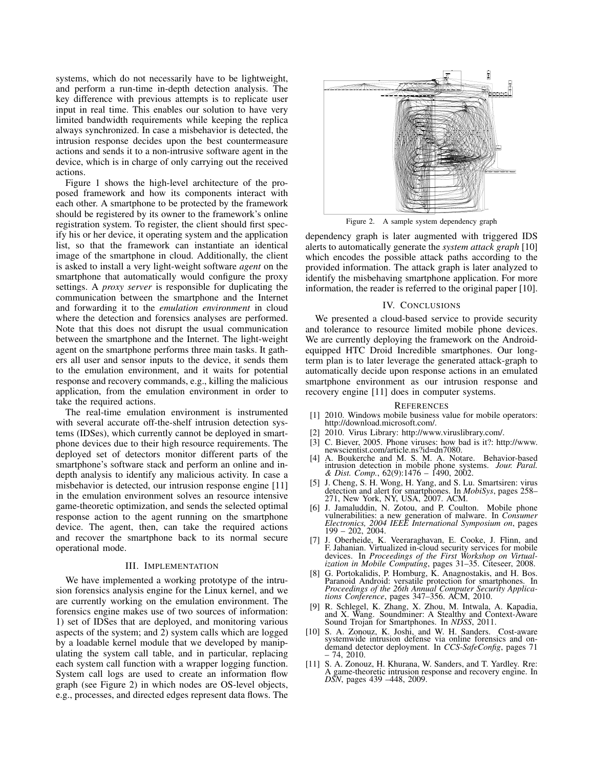systems, which do not necessarily have to be lightweight, and perform a run-time in-depth detection analysis. The key difference with previous attempts is to replicate user input in real time. This enables our solution to have very limited bandwidth requirements while keeping the replica always synchronized. In case a misbehavior is detected, the intrusion response decides upon the best countermeasure actions and sends it to a non-intrusive software agent in the device, which is in charge of only carrying out the received actions.

Figure 1 shows the high-level architecture of the proposed framework and how its components interact with each other. A smartphone to be protected by the framework should be registered by its owner to the framework's online registration system. To register, the client should first specify his or her device, it operating system and the application list, so that the framework can instantiate an identical image of the smartphone in cloud. Additionally, the client is asked to install a very light-weight software *agent* on the smartphone that automatically would configure the proxy settings. A *proxy server* is responsible for duplicating the communication between the smartphone and the Internet and forwarding it to the *emulation environment* in cloud where the detection and forensics analyses are performed. Note that this does not disrupt the usual communication between the smartphone and the Internet. The light-weight agent on the smartphone performs three main tasks. It gathers all user and sensor inputs to the device, it sends them to the emulation environment, and it waits for potential response and recovery commands, e.g., killing the malicious application, from the emulation environment in order to take the required actions.

The real-time emulation environment is instrumented with several accurate off-the-shelf intrusion detection systems (IDSes), which currently cannot be deployed in smartphone devices due to their high resource requirements. The deployed set of detectors monitor different parts of the smartphone's software stack and perform an online and in-depth analysis to identify any malicious activity. In case a misbehavior is detected, our intrusion response engine [11] in the emulation environment solves an resource intensive game-theoretic optimization, and sends the selected optimal response action to the agent running on the smartphone device. The agent, then, can take the required actions and recover the smartphone back to its normal secure operational mode.

## III. Implementation

We have implemented a working prototype of the intrusion forensics analysis engine for the Linux kernel, and we are currently working on the emulation environment. The forensics engine makes use of two sources of information: 1) set of IDSes that are deployed, and monitoring various aspects of the system; and 2) system calls which are logged by a loadable kernel module that we developed by manipulating the system call table, and in particular, replacing each system call function with a wrapper logging function. System call logs are used to create an information flow graph (see Figure 2) in which nodes are OS-level objects, e.g., processes, and directed edges represent data flows. The dependency graph is later augmented with triggered IDS alerts to automatically generate the *system attack graph* [10] which encodes the possible attack paths according to the provided information. The attack graph is later analyzed to identify the misbehaving smartphone application. For more information, the reader is referred to the original paper [10].

Figure 2. A sample system dependency graph

## IV. Conclusions

We presented a cloud-based service to provide security and tolerance to resource limited mobile phone devices. We are currently deploying the framework on the Android-equipped HTC Droid Incredible smartphones. Our long-term plan is to later leverage the generated attack-graph to automatically decide upon response actions in an emulated smartphone environment as our intrusion response and recovery engine [11] does in computer systems.

## References

[1] 2010. Windows mobile business value for mobile operators: http://download.microsoft.com/.

[2] 2010. Virus Library: http://www.viruslibrary.com/.

[3] C. Biever, 2005. Phone viruses: how bad is it?: http://www.newscientist.com/article.ns?id=dn7080.

[4] A. Boukerche and M. S. M. A. Notare. Behavior-based intrusion detection in mobile phone systems. *Jour. Paral. & Dist. Comp.*, 62(9):1476 – 1490, 2002.

[5] J. Cheng, S. H. Wong, H. Yang, and S. Lu. Smartsiren: virus detection and alert for smartphones. In *MobiSys*, pages 258–271, New York, NY, USA, 2007. ACM.

[6] J. Jamaluddin, N. Zotou, and P. Coulton. Mobile phone vulnerabilities: a new generation of malware. In *Consumer Electronics, 2004 IEEE International Symposium on*, pages 199 – 202, 2004.

[7] J. Oberheide, K. Veeraraghavan, E. Cooke, J. Flinn, and F. Jahanian. Virtualized in-cloud security services for mobile devices. In *Proceedings of the First Workshop on Virtualization in Mobile Computing*, pages 31–35. Citeseer, 2008.

[8] G. Portokalidis, P. Homburg, K. Anagnostakis, and H. Bos. Paranoid Android: versatile protection for smartphones. In *Proceedings of the 26th Annual Computer Security Applications Conference*, pages 347–356. ACM, 2010.

[9] R. Schlegel, K. Zhang, X. Zhou, M. Intwala, A. Kapadia, and X. Wang. Soundminer: A Stealthy and Context-Aware Sound Trojan for Smartphones. In *NDSS*, 2011.

[10] S. A. Zonouz, K. Joshi, and W. H. Sanders. Cost-aware systemwide intrusion defense via online forensics and on-demand detector deployment. In *CCS-SafeConfig*, pages 71 – 74, 2010.

[11] S. A. Zonouz, H. Khurana, W. Sanders, and T. Yardley. Rre: A game-theoretic intrusion response and recovery engine. In *DSN*, pages 439 –448, 2009.